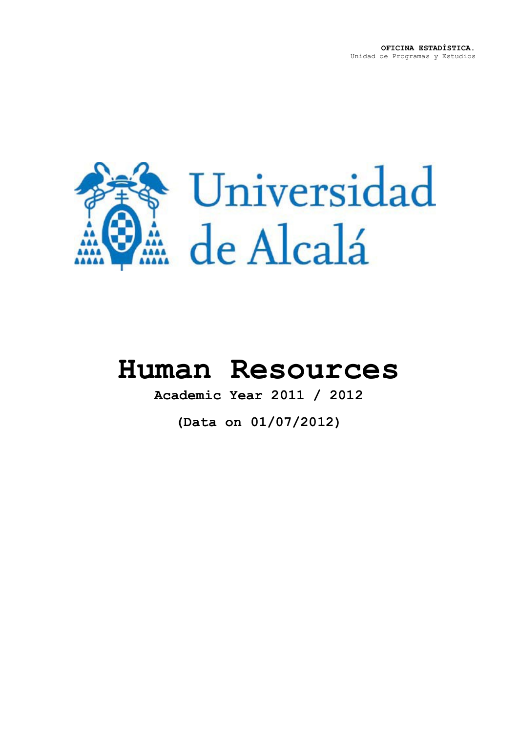**OFICINA ESTADÍSTICA.**
Unidad de Programas y Estudios

Universidad de Alcalá

# Human Resources

**Academic Year 2011 / 2012**

**(Data on 01/07/2012)**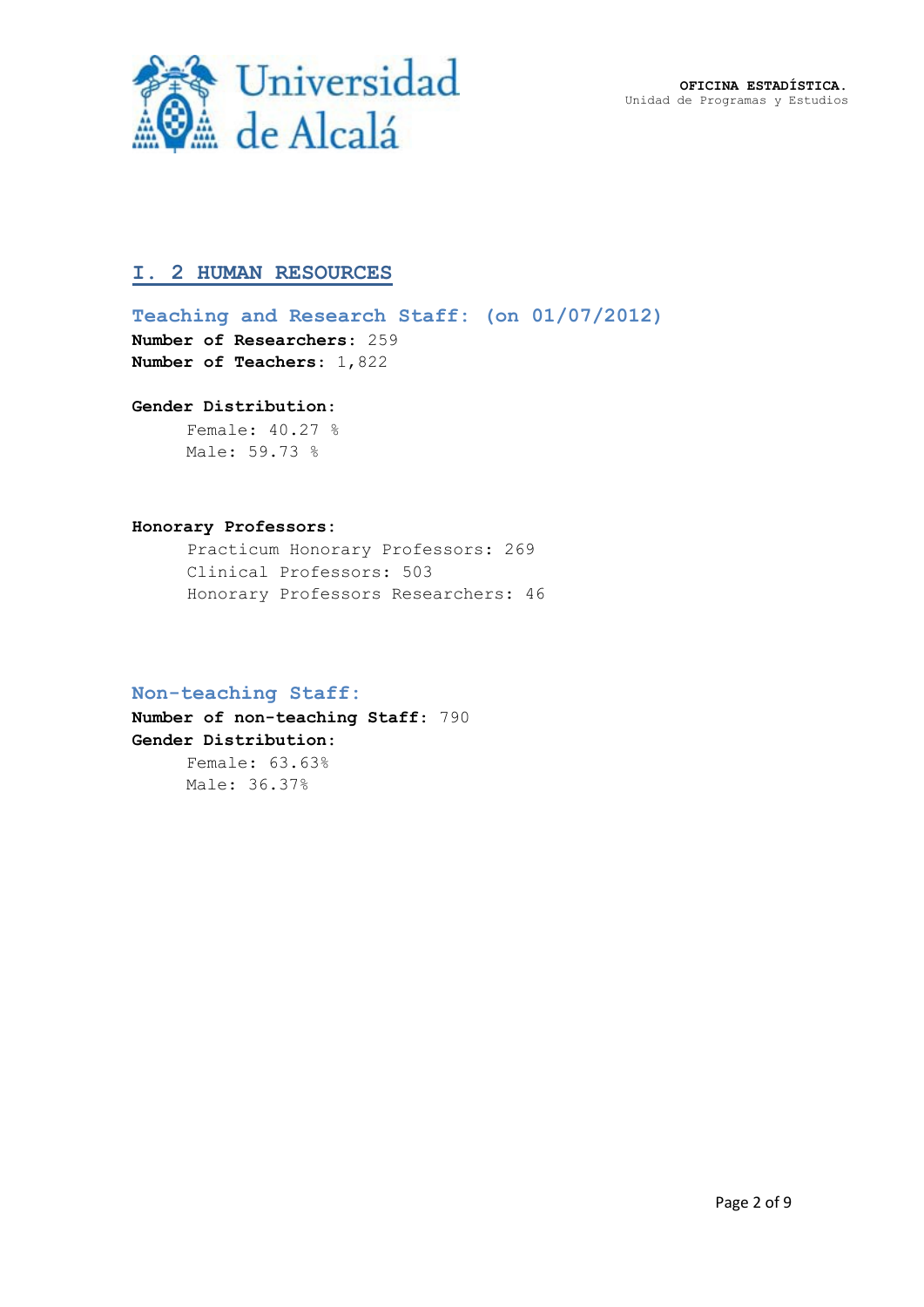## I. 2 HUMAN RESOURCES

### Teaching and Research Staff: (on 01/07/2012)

**Number of Researchers**: 259
**Number of Teachers**: 1,822

**Gender Distribution:**

Female: 40.27 %
Male: 59.73 %

**Honorary Professors:**

Practicum Honorary Professors: 269
Clinical Professors: 503
Honorary Professors Researchers: 46

### Non-teaching Staff:

**Number of non-teaching Staff**: 790
**Gender Distribution:**

Female: 63.63%
Male: 36.37%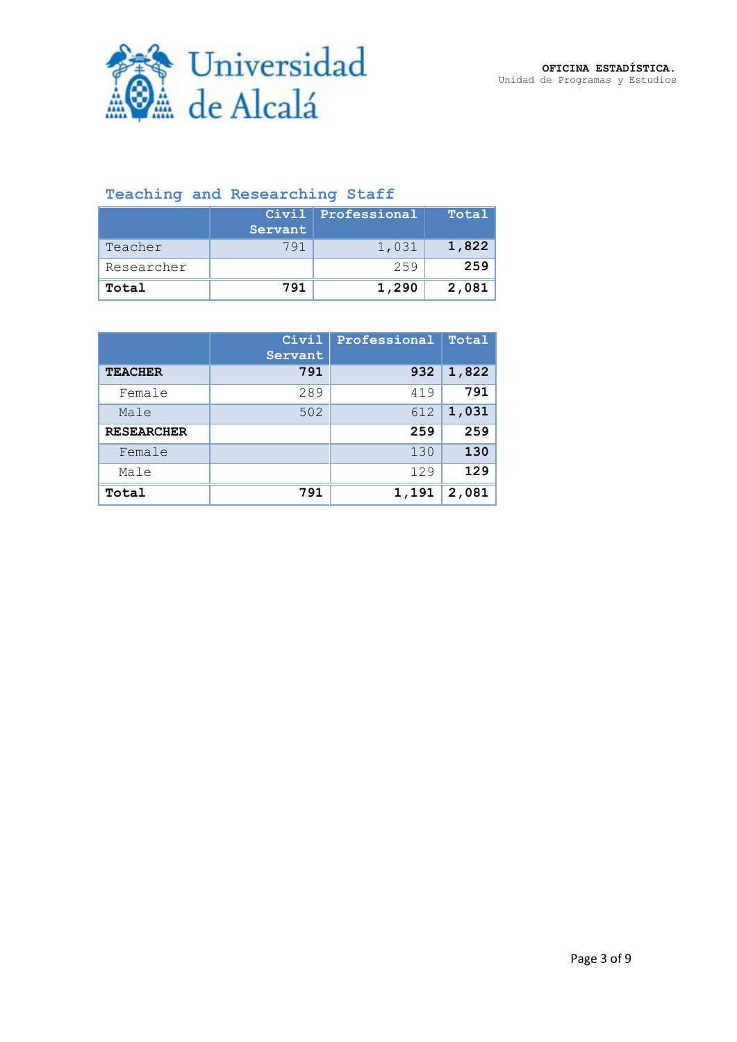OFICINA ESTADÍSTICA.
Unidad de Programas y Estudios

## Teaching and Researching Staff

| | Civil Servant | Professional | Total |
|---|---|---|---|
| Teacher | 791 | 1,031 | **1,822** |
| Researcher | | 259 | **259** |
| **Total** | **791** | **1,290** | **2,081** |

| | Civil Servant | Professional | Total |
|---|---|---|---|
| **TEACHER** | **791** | **932** | **1,822** |
| Female | 289 | 419 | **791** |
| Male | 502 | 612 | **1,031** |
| **RESEARCHER** | | **259** | **259** |
| Female | | 130 | **130** |
| Male | | 129 | **129** |
| **Total** | **791** | **1,191** | **2,081** |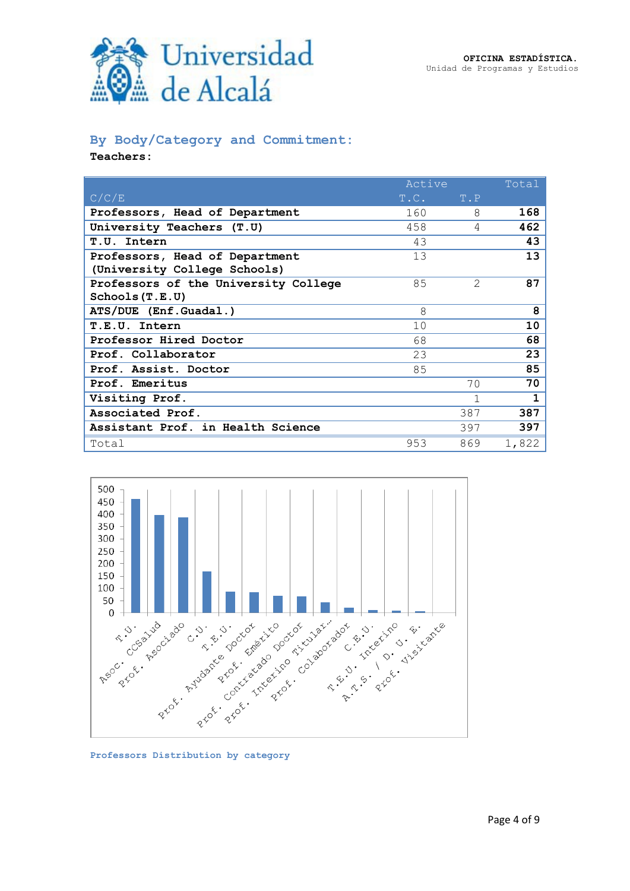## By Body/Category and Commitment:

**Teachers:**

| C/C/E | Active T.C. | T.P | Total |
|---|---|---|---|
| **Professors, Head of Department** | 160 | 8 | **168** |
| **University Teachers (T.U)** | 458 | 4 | **462** |
| **T.U. Intern** | 43 | | **43** |
| **Professors, Head of Department (University College Schools)** | 13 | | **13** |
| **Professors of the University College Schools(T.E.U)** | 85 | 2 | **87** |
| **ATS/DUE (Enf.Guadal.)** | 8 | | **8** |
| **T.E.U. Intern** | 10 | | **10** |
| **Professor Hired Doctor** | 68 | | **68** |
| **Prof. Collaborator** | 23 | | **23** |
| **Prof. Assist. Doctor** | 85 | | **85** |
| **Prof. Emeritus** | | 70 | **70** |
| **Visiting Prof.** | | 1 | **1** |
| **Associated Prof.** | | 387 | **387** |
| **Assistant Prof. in Health Science** | | 397 | **397** |
| Total | 953 | 869 | 1,822 |

**Professors Distribution by category**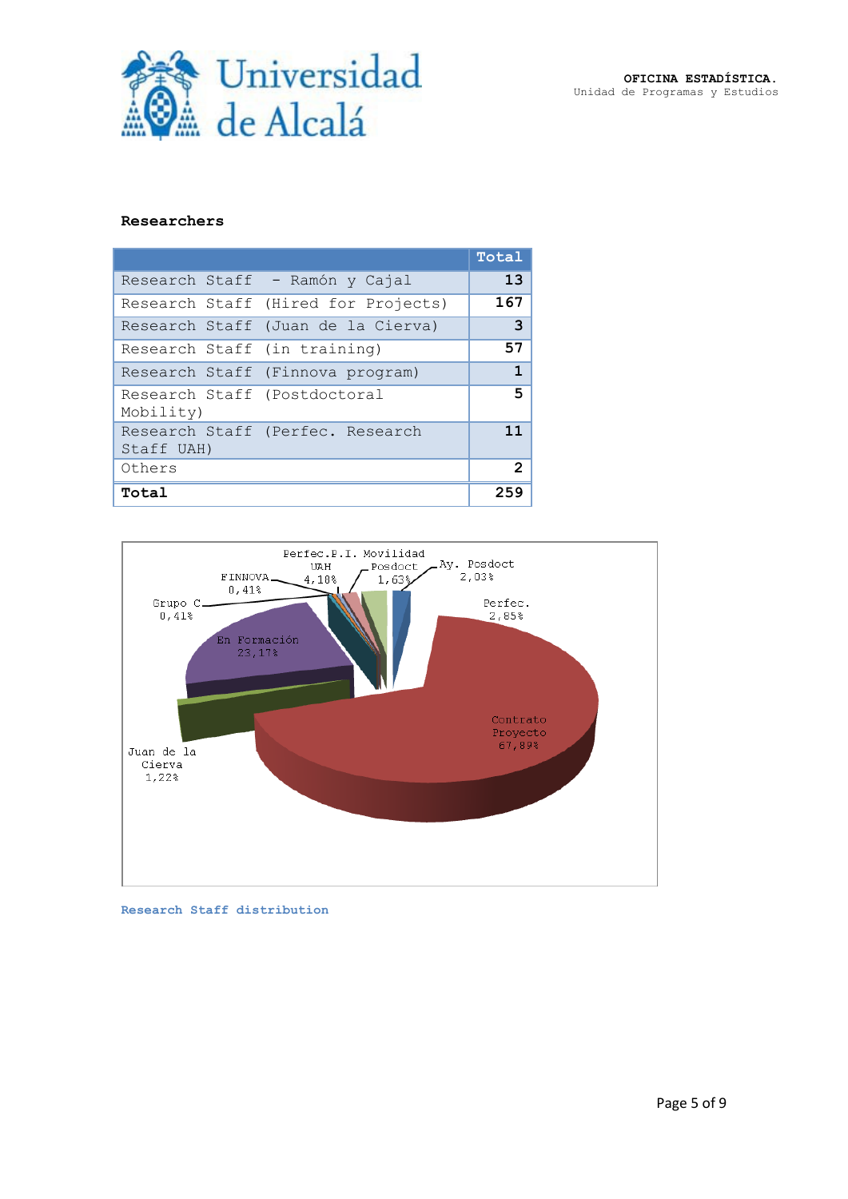**Researchers**

| | Total |
|---|---|
| Research Staff - Ramón y Cajal | 13 |
| Research Staff (Hired for Projects) | 167 |
| Research Staff (Juan de la Cierva) | 3 |
| Research Staff (in training) | 57 |
| Research Staff (Finnova program) | 1 |
| Research Staff (Postdoctoral Mobility) | 5 |
| Research Staff (Perfec. Research Staff UAH) | 11 |
| Others | 2 |
| **Total** | **259** |

Perfec.P.I. UAH 4,18%

Movilidad Posdoct 1,63%

Ay. Posdoct 2,03%

FINNOVA 0,41%

Grupo C 0,41%

Perfec. 2,85%

En Formación 23,17%

Contrato Proyecto 67,89%

Juan de la Cierva 1,22%

**Research Staff distribution**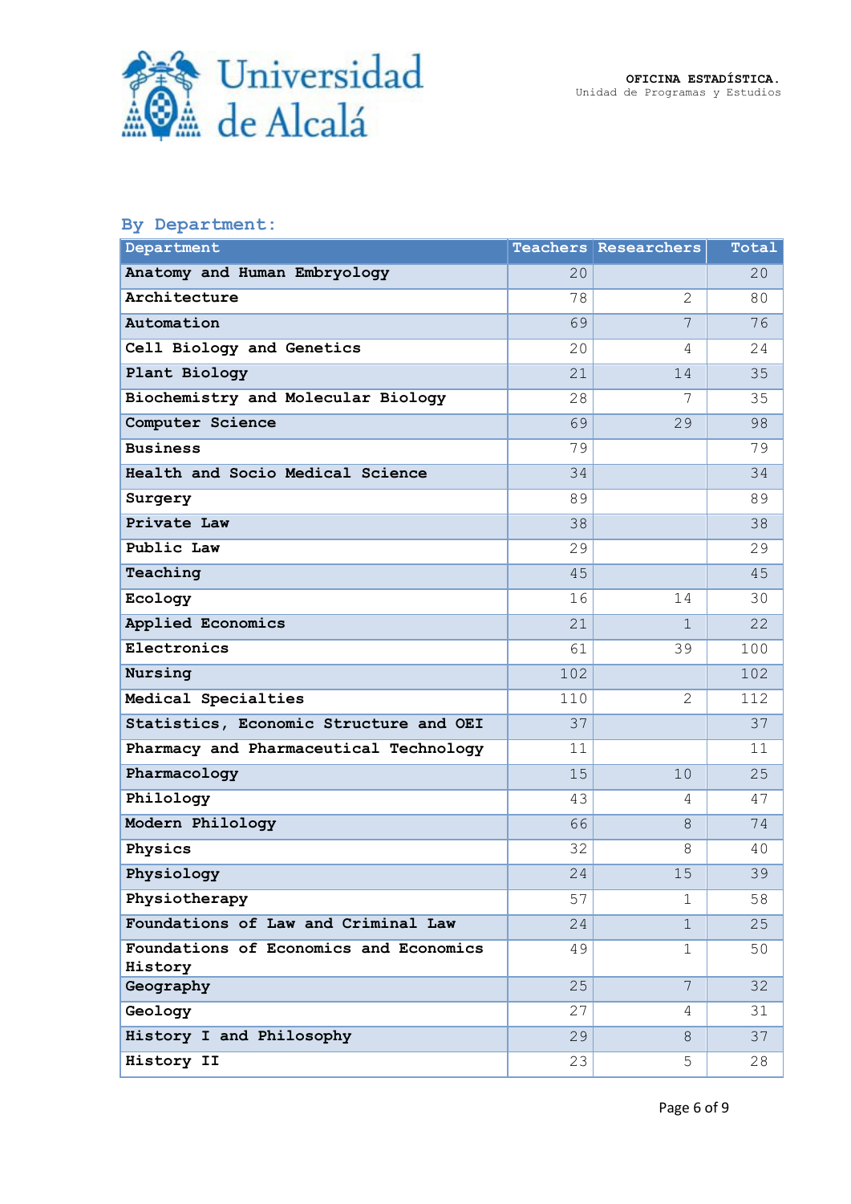### By Department:

| Department | Teachers | Researchers | Total |
|---|---|---|---|
| Anatomy and Human Embryology | 20 | | 20 |
| Architecture | 78 | 2 | 80 |
| Automation | 69 | 7 | 76 |
| Cell Biology and Genetics | 20 | 4 | 24 |
| Plant Biology | 21 | 14 | 35 |
| Biochemistry and Molecular Biology | 28 | 7 | 35 |
| Computer Science | 69 | 29 | 98 |
| Business | 79 | | 79 |
| Health and Socio Medical Science | 34 | | 34 |
| Surgery | 89 | | 89 |
| Private Law | 38 | | 38 |
| Public Law | 29 | | 29 |
| Teaching | 45 | | 45 |
| Ecology | 16 | 14 | 30 |
| Applied Economics | 21 | 1 | 22 |
| Electronics | 61 | 39 | 100 |
| Nursing | 102 | | 102 |
| Medical Specialties | 110 | 2 | 112 |
| Statistics, Economic Structure and OEI | 37 | | 37 |
| Pharmacy and Pharmaceutical Technology | 11 | | 11 |
| Pharmacology | 15 | 10 | 25 |
| Philology | 43 | 4 | 47 |
| Modern Philology | 66 | 8 | 74 |
| Physics | 32 | 8 | 40 |
| Physiology | 24 | 15 | 39 |
| Physiotherapy | 57 | 1 | 58 |
| Foundations of Law and Criminal Law | 24 | 1 | 25 |
| Foundations of Economics and Economics History | 49 | 1 | 50 |
| Geography | 25 | 7 | 32 |
| Geology | 27 | 4 | 31 |
| History I and Philosophy | 29 | 8 | 37 |
| History II | 23 | 5 | 28 |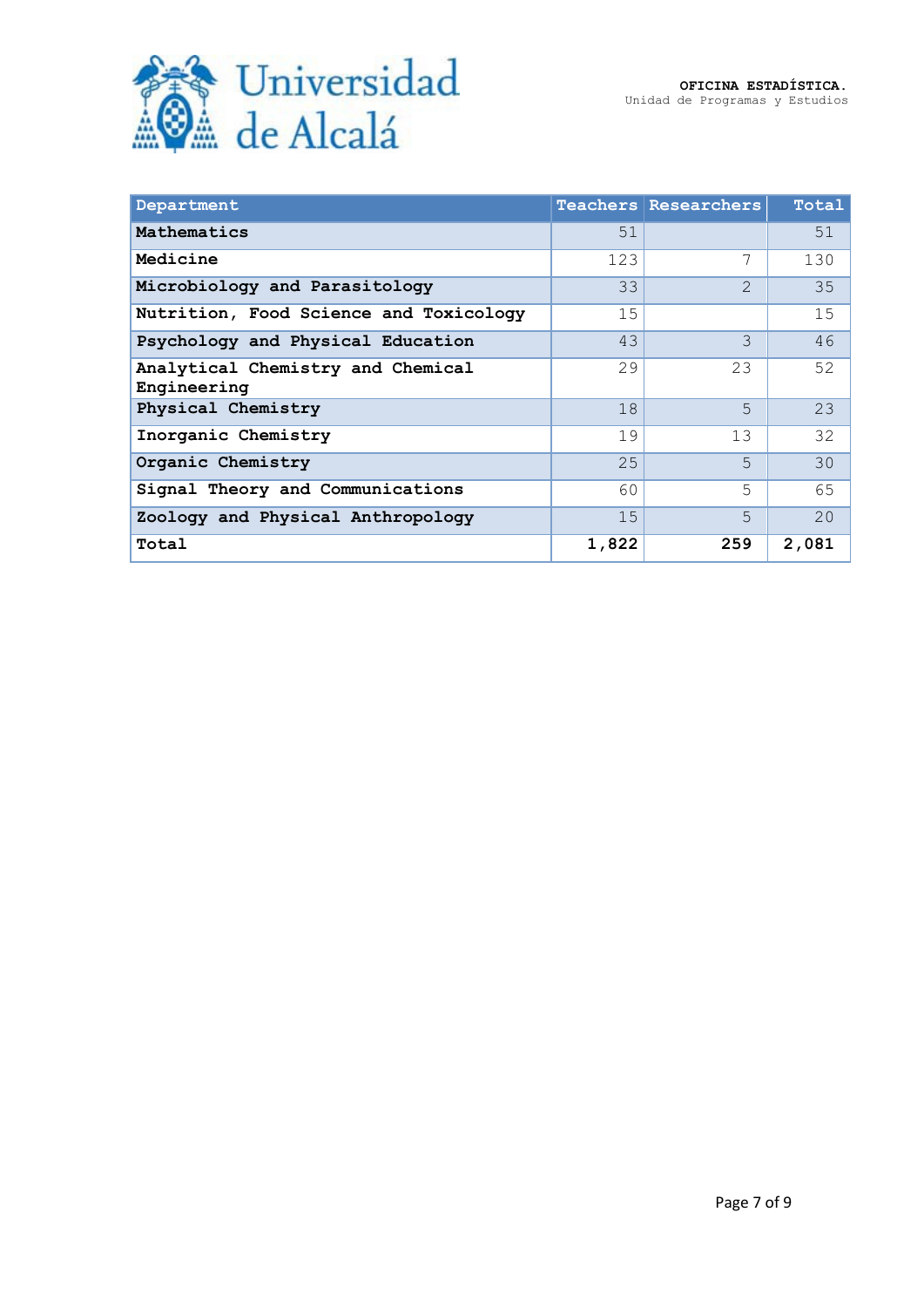| Department | Teachers | Researchers | Total |
|---|---|---|---|
| **Mathematics** | 51 | | 51 |
| **Medicine** | 123 | 7 | 130 |
| **Microbiology and Parasitology** | 33 | 2 | 35 |
| **Nutrition, Food Science and Toxicology** | 15 | | 15 |
| **Psychology and Physical Education** | 43 | 3 | 46 |
| **Analytical Chemistry and Chemical Engineering** | 29 | 23 | 52 |
| **Physical Chemistry** | 18 | 5 | 23 |
| **Inorganic Chemistry** | 19 | 13 | 32 |
| **Organic Chemistry** | 25 | 5 | 30 |
| **Signal Theory and Communications** | 60 | 5 | 65 |
| **Zoology and Physical Anthropology** | 15 | 5 | 20 |
| **Total** | **1,822** | **259** | **2,081** |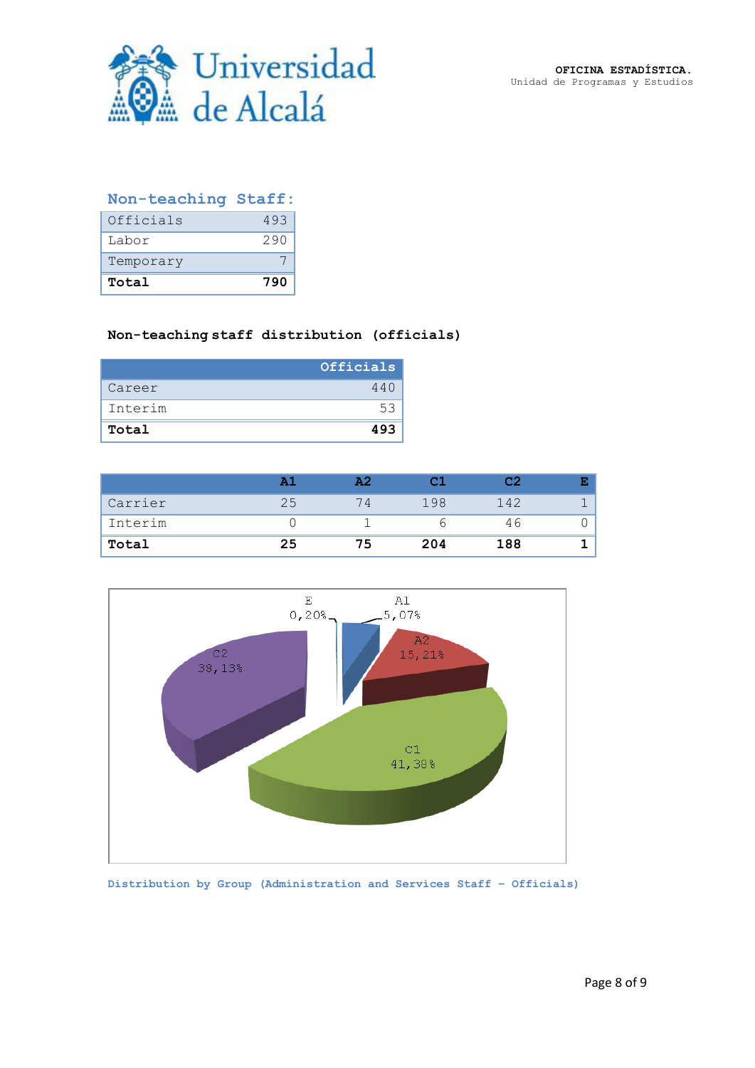## Non-teaching Staff:

| | |
|---|---|
| Officials | 493 |
| Labor | 290 |
| Temporary | 7 |
| **Total** | **790** |

### Non-teaching staff distribution (officials)

| | Officials |
|---|---|
| Career | 440 |
| Interim | 53 |
| **Total** | **493** |

| | A1 | A2 | C1 | C2 | E |
|---|---|---|---|---|---|
| Carrier | 25 | 74 | 198 | 142 | 1 |
| Interim | 0 | 1 | 6 | 46 | 0 |
| **Total** | **25** | **75** | **204** | **188** | **1** |

E 0,20%; A1 5,07%; A2 15,21%; C1 41,38%; C2 38,13%

Distribution by Group (Administration and Services Staff – Officials)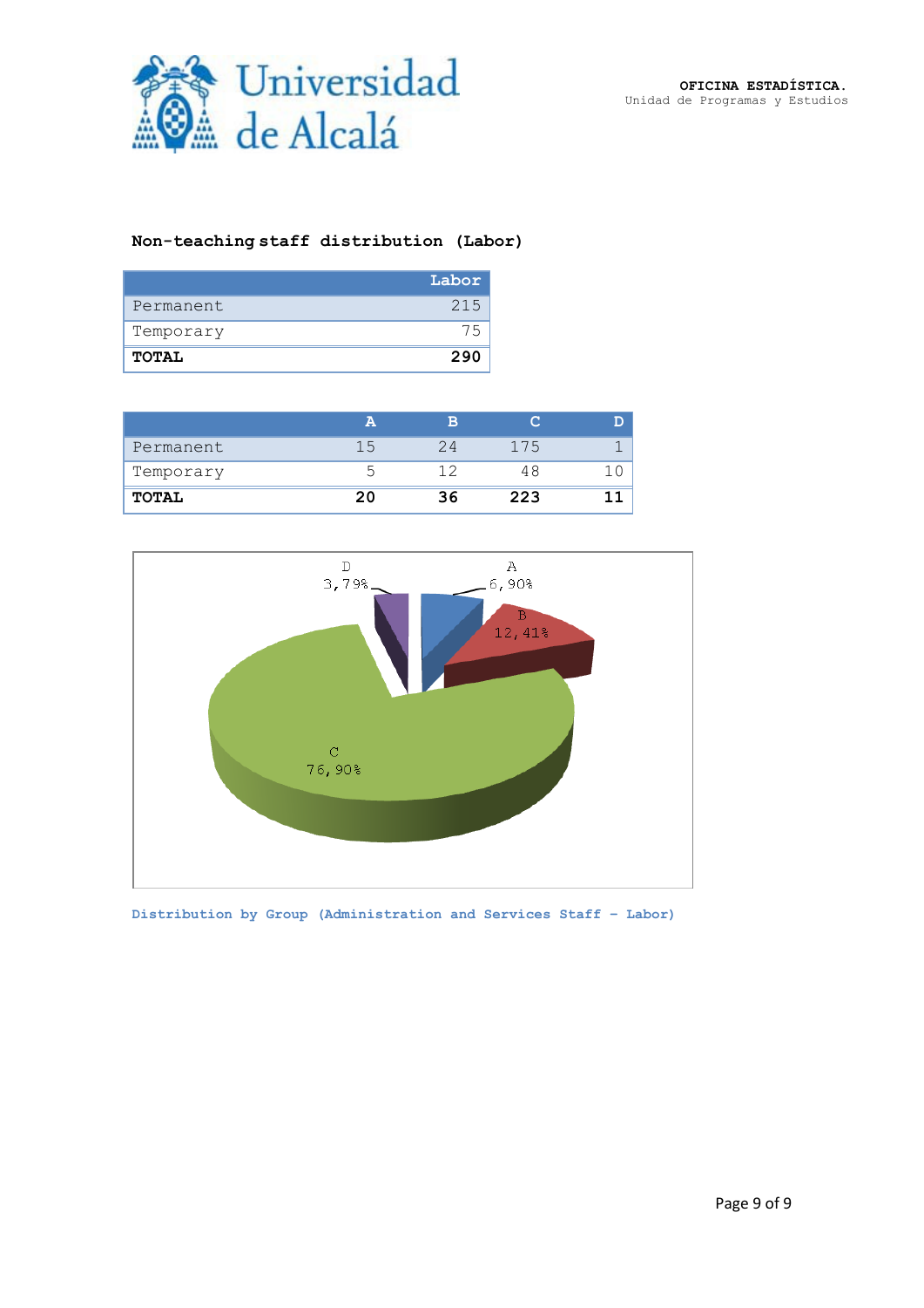## Non-teaching staff distribution (Labor)

| | Labor |
|---|---|
| Permanent | 215 |
| Temporary | 75 |
| **TOTAL** | **290** |

| | A | B | C | D |
|---|---|---|---|---|
| Permanent | 15 | 24 | 175 | 1 |
| Temporary | 5 | 12 | 48 | 10 |
| **TOTAL** | **20** | **36** | **223** | **11** |

D
3,79%
A
6,90%
B
12,41%
C
76,90%

Distribution by Group (Administration and Services Staff – Labor)